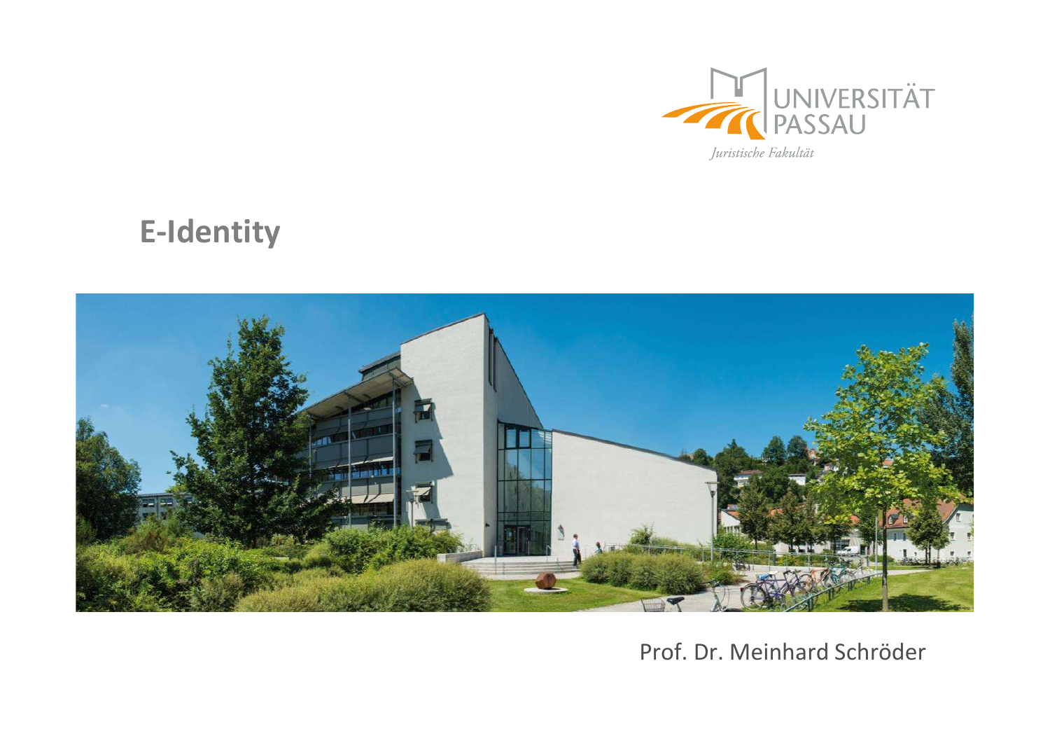UNIVERSITÄT PASSAU

*Juristische Fakultät*

# E-Identity

Prof. Dr. Meinhard Schröder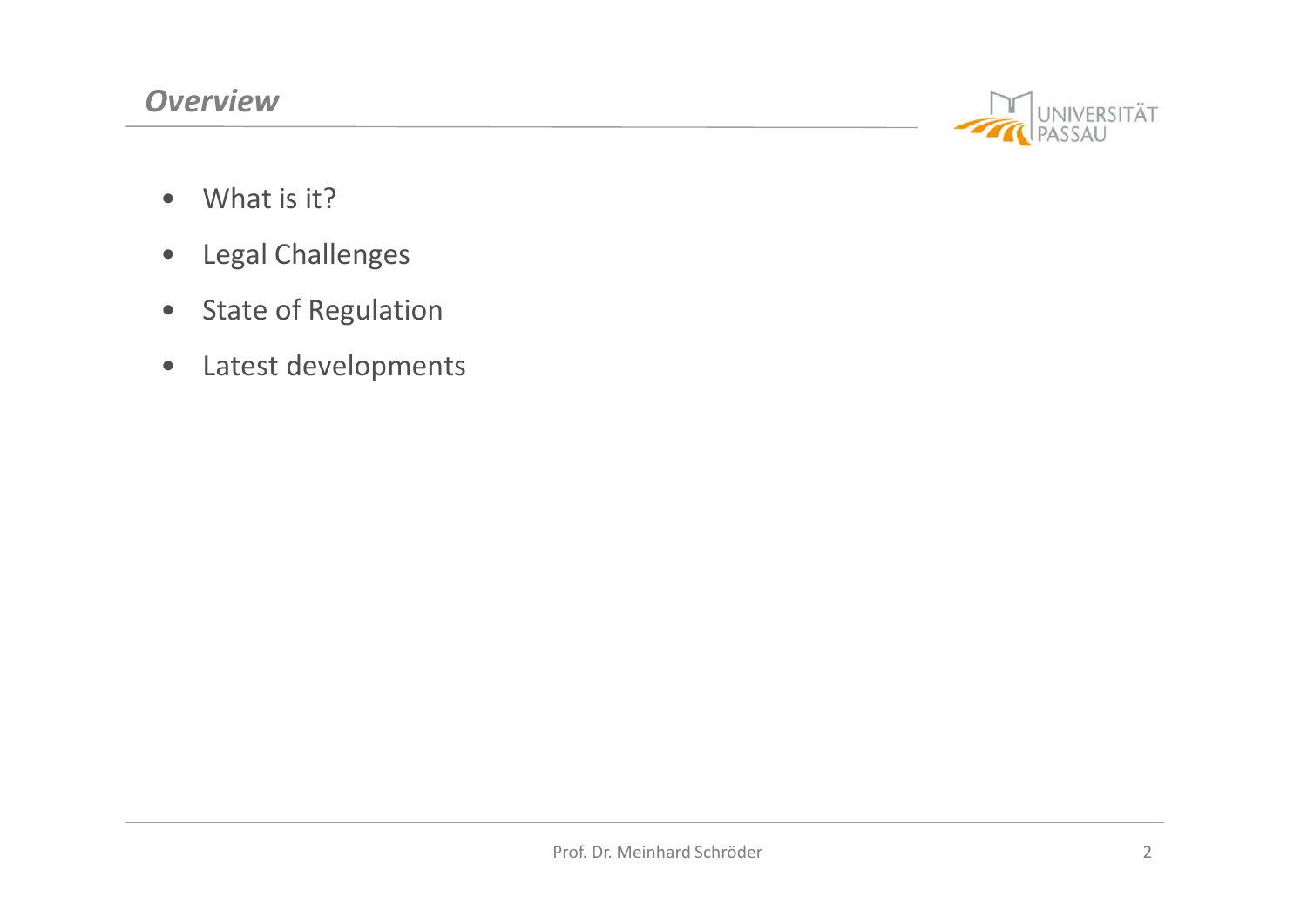## *Overview*

- What is it?
- Legal Challenges
- State of Regulation
- Latest developments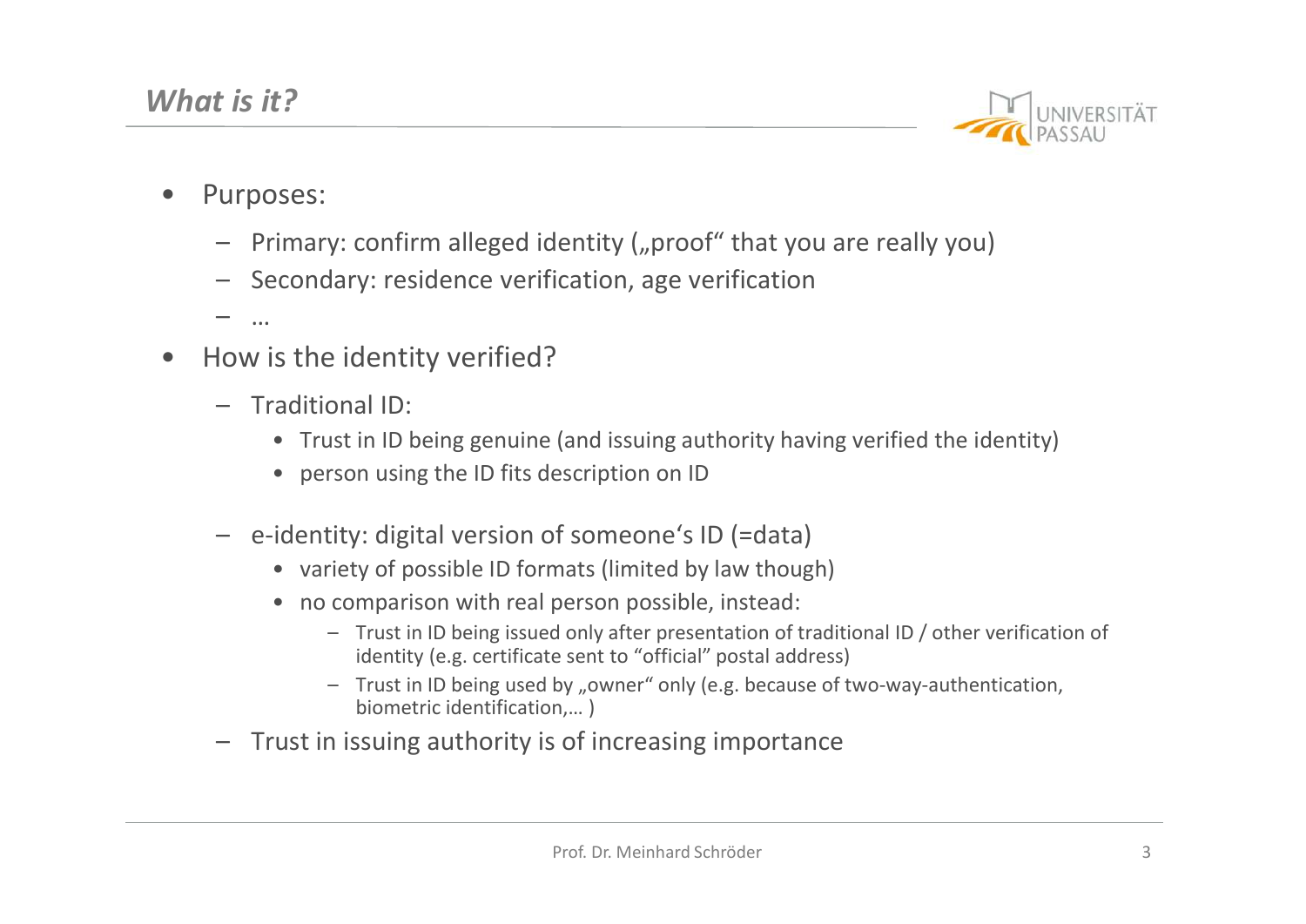## *What is it?*

- Purposes:
  - Primary: confirm alleged identity („proof" that you are really you)
  - Secondary: residence verification, age verification
  - …
- How is the identity verified?
  - Traditional ID:
    - Trust in ID being genuine (and issuing authority having verified the identity)
    - person using the ID fits description on ID
  - e-identity: digital version of someone's ID (=data)
    - variety of possible ID formats (limited by law though)
    - no comparison with real person possible, instead:
      - Trust in ID being issued only after presentation of traditional ID / other verification of identity (e.g. certificate sent to "official" postal address)
      - Trust in ID being used by „owner" only (e.g. because of two-way-authentication, biometric identification,… )
  - Trust in issuing authority is of increasing importance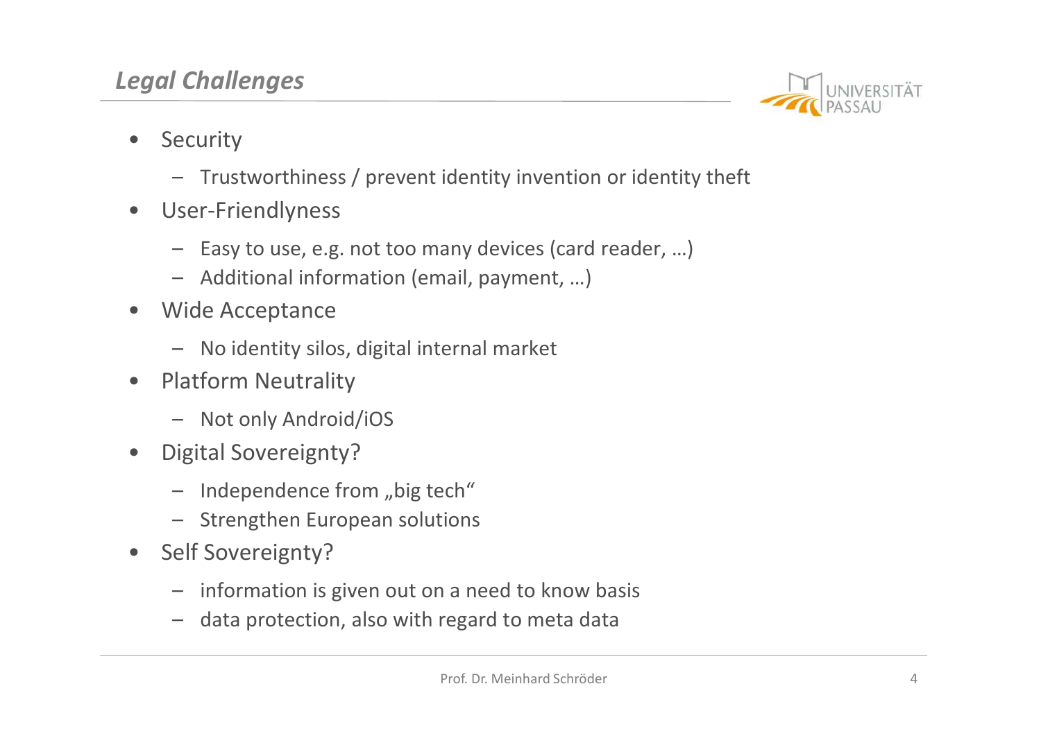## *Legal Challenges*

- Security
  - Trustworthiness / prevent identity invention or identity theft
- User-Friendlyness
  - Easy to use, e.g. not too many devices (card reader, …)
  - Additional information (email, payment, …)
- Wide Acceptance
  - No identity silos, digital internal market
- Platform Neutrality
  - Not only Android/iOS
- Digital Sovereignty?
  - Independence from „big tech"
  - Strengthen European solutions
- Self Sovereignty?
  - information is given out on a need to know basis
  - data protection, also with regard to meta data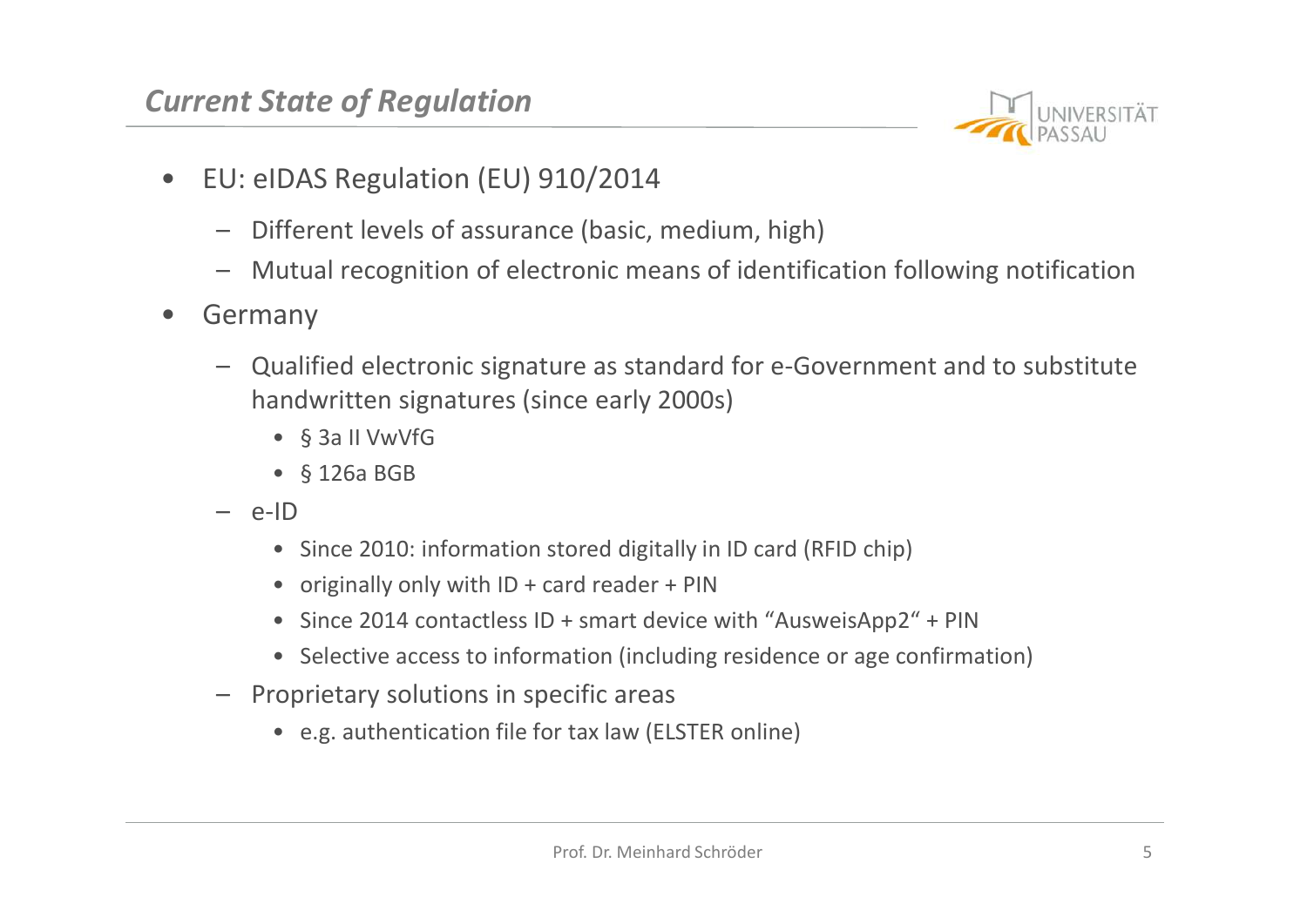## *Current State of Regulation*

- EU: eIDAS Regulation (EU) 910/2014
  - Different levels of assurance (basic, medium, high)
  - Mutual recognition of electronic means of identification following notification
- Germany
  - Qualified electronic signature as standard for e-Government and to substitute handwritten signatures (since early 2000s)
    - § 3a II VwVfG
    - § 126a BGB
  - e-ID
    - Since 2010: information stored digitally in ID card (RFID chip)
    - originally only with ID + card reader + PIN
    - Since 2014 contactless ID + smart device with "AusweisApp2" + PIN
    - Selective access to information (including residence or age confirmation)
  - Proprietary solutions in specific areas
    - e.g. authentication file for tax law (ELSTER online)

Prof. Dr. Meinhard Schröder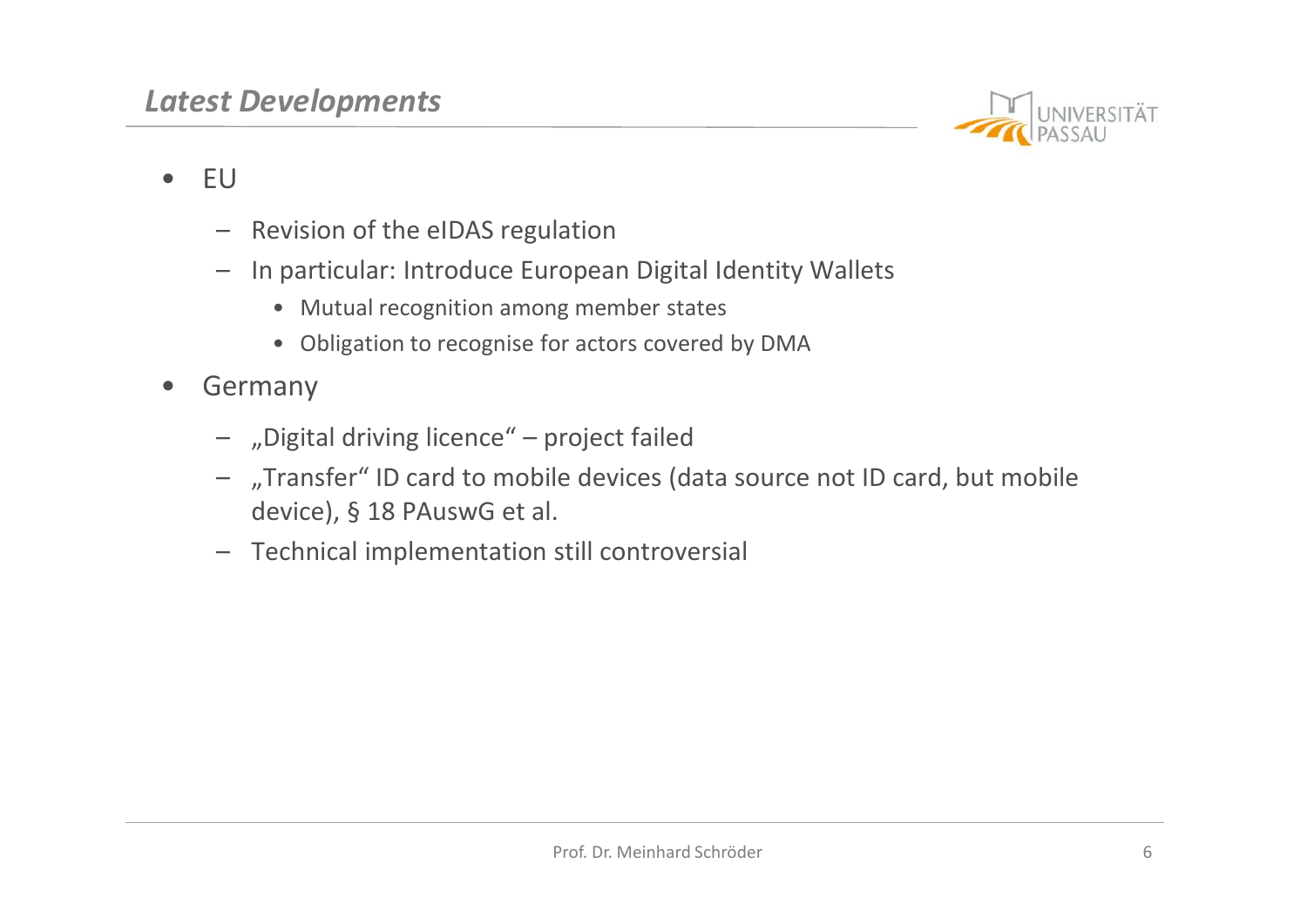## *Latest Developments*

- EU
  - Revision of the eIDAS regulation
  - In particular: Introduce European Digital Identity Wallets
    - Mutual recognition among member states
    - Obligation to recognise for actors covered by DMA
- Germany
  - „Digital driving licence“ – project failed
  - „Transfer“ ID card to mobile devices (data source not ID card, but mobile device), § 18 PAuswG et al.
  - Technical implementation still controversial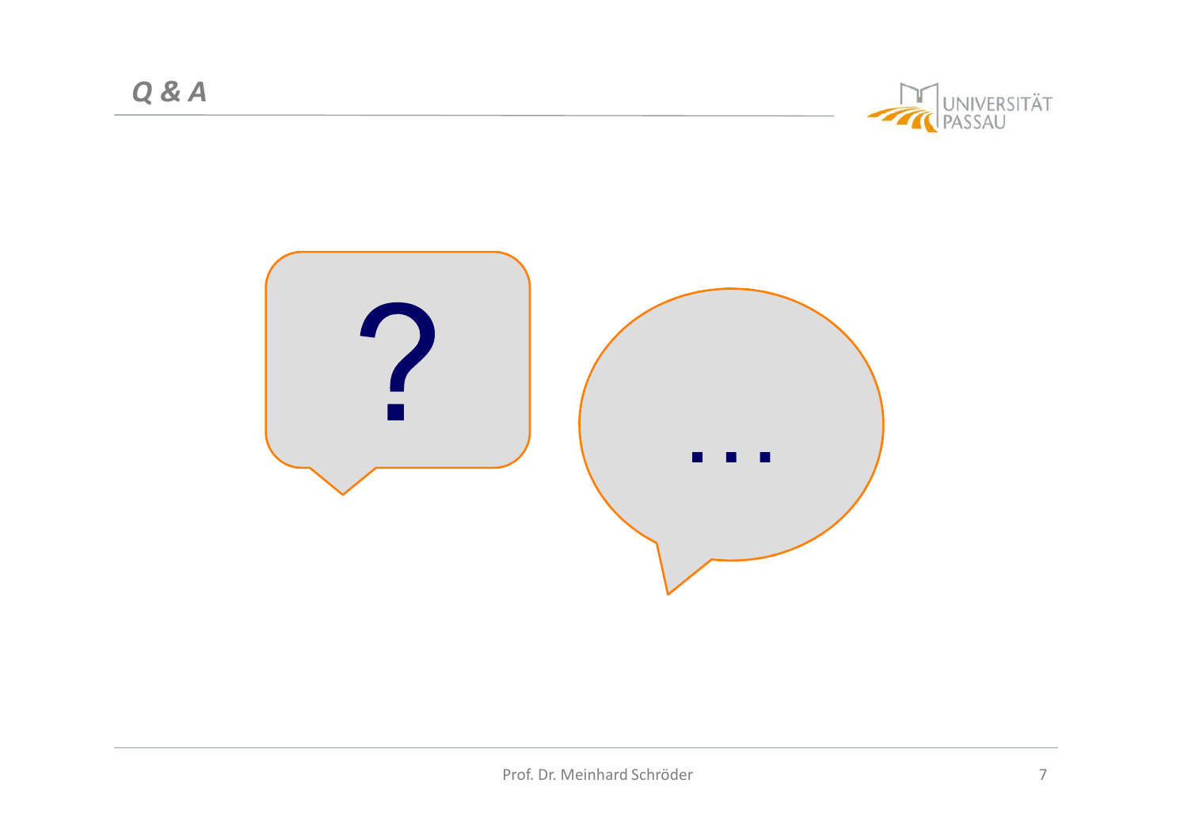# Q & A

?

...